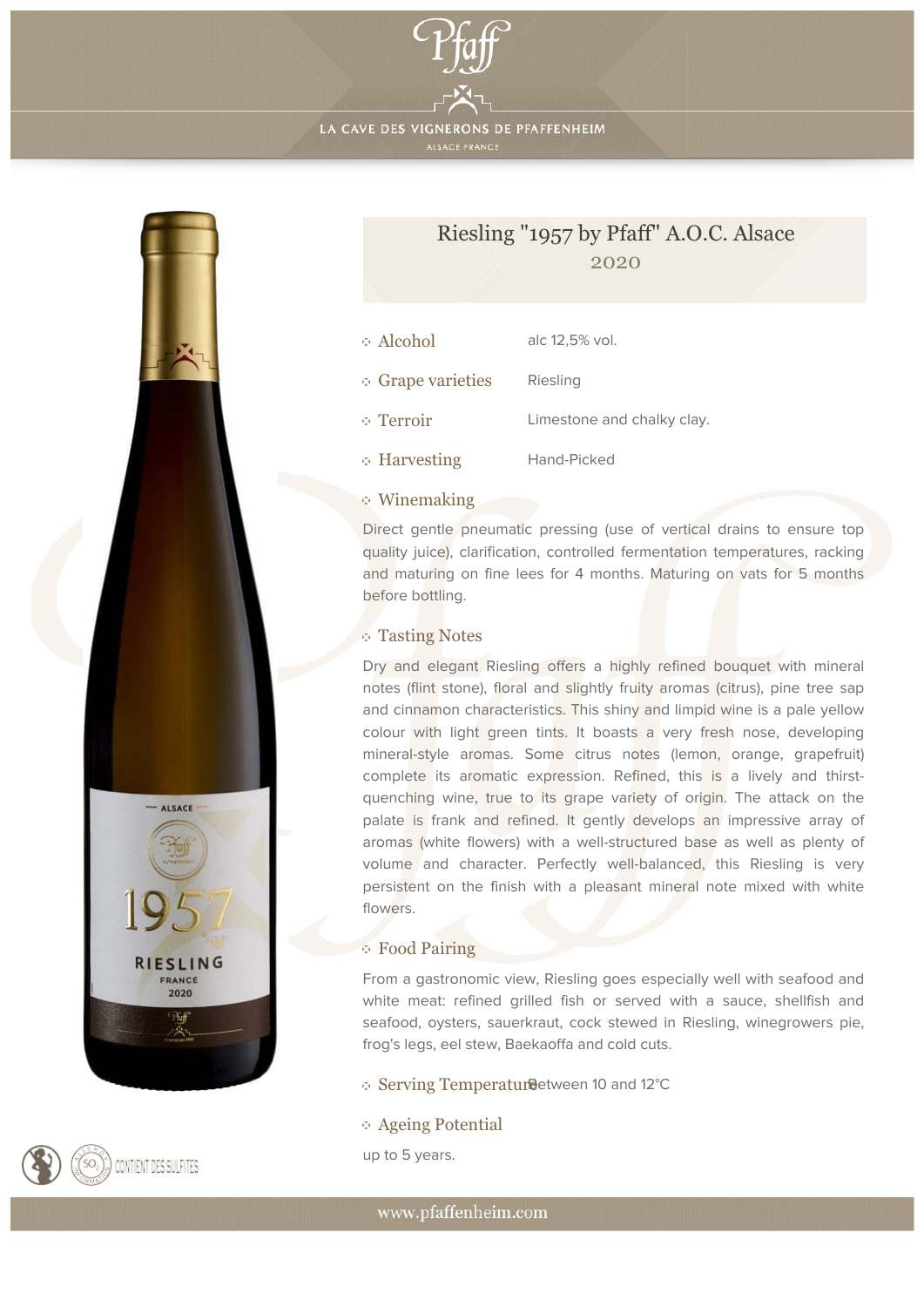# Pfaff

LA CAVE DES VIGNERONS DE PFAFFENHEIM

ALSACE FRANCE

## Riesling "1957 by Pfaff" A.O.C. Alsace

2020

| | |
|---|---|
| Alcohol | alc 12,5% vol. |
| Grape varieties | Riesling |
| Terroir | Limestone and chalky clay. |
| Harvesting | Hand-Picked |

### Winemaking

Direct gentle pneumatic pressing (use of vertical drains to ensure top quality juice), clarification, controlled fermentation temperatures, racking and maturing on fine lees for 4 months. Maturing on vats for 5 months before bottling.

### Tasting Notes

Dry and elegant Riesling offers a highly refined bouquet with mineral notes (flint stone), floral and slightly fruity aromas (citrus), pine tree sap and cinnamon characteristics. This shiny and limpid wine is a pale yellow colour with light green tints. It boasts a very fresh nose, developing mineral-style aromas. Some citrus notes (lemon, orange, grapefruit) complete its aromatic expression. Refined, this is a lively and thirst-quenching wine, true to its grape variety of origin. The attack on the palate is frank and refined. It gently develops an impressive array of aromas (white flowers) with a well-structured base as well as plenty of volume and character. Perfectly well-balanced, this Riesling is very persistent on the finish with a pleasant mineral note mixed with white flowers.

### Food Pairing

From a gastronomic view, Riesling goes especially well with seafood and white meat: refined grilled fish or served with a sauce, shellfish and seafood, oysters, sauerkraut, cock stewed in Riesling, winegrowers pie, frog's legs, eel stew, Baekaoffa and cold cuts.

### Serving Temperature

Between 10 and 12°C

### Ageing Potential

up to 5 years.

CONTIENT DES SULFITES

www.pfaffenheim.com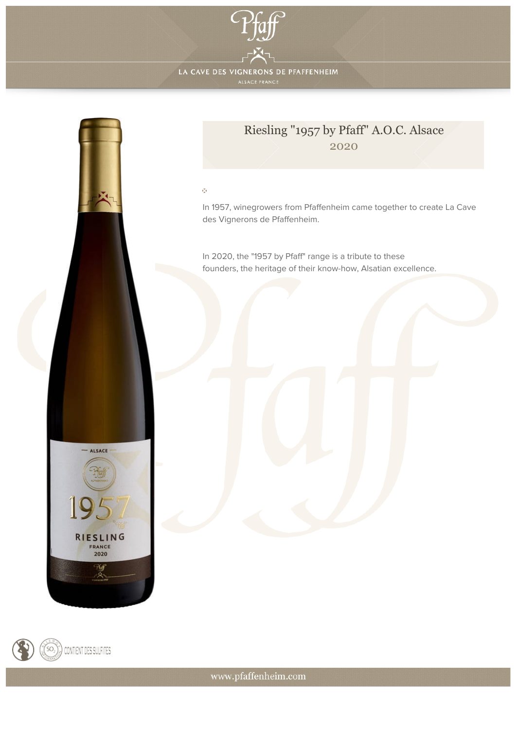# Riesling "1957 by Pfaff" A.O.C. Alsace

## 2020

In 1957, winegrowers from Pfaffenheim came together to create La Cave des Vignerons de Pfaffenheim.

In 2020, the "1957 by Pfaff" range is a tribute to these founders, the heritage of their know-how, Alsatian excellence.

CONTIENT DES SULFITES